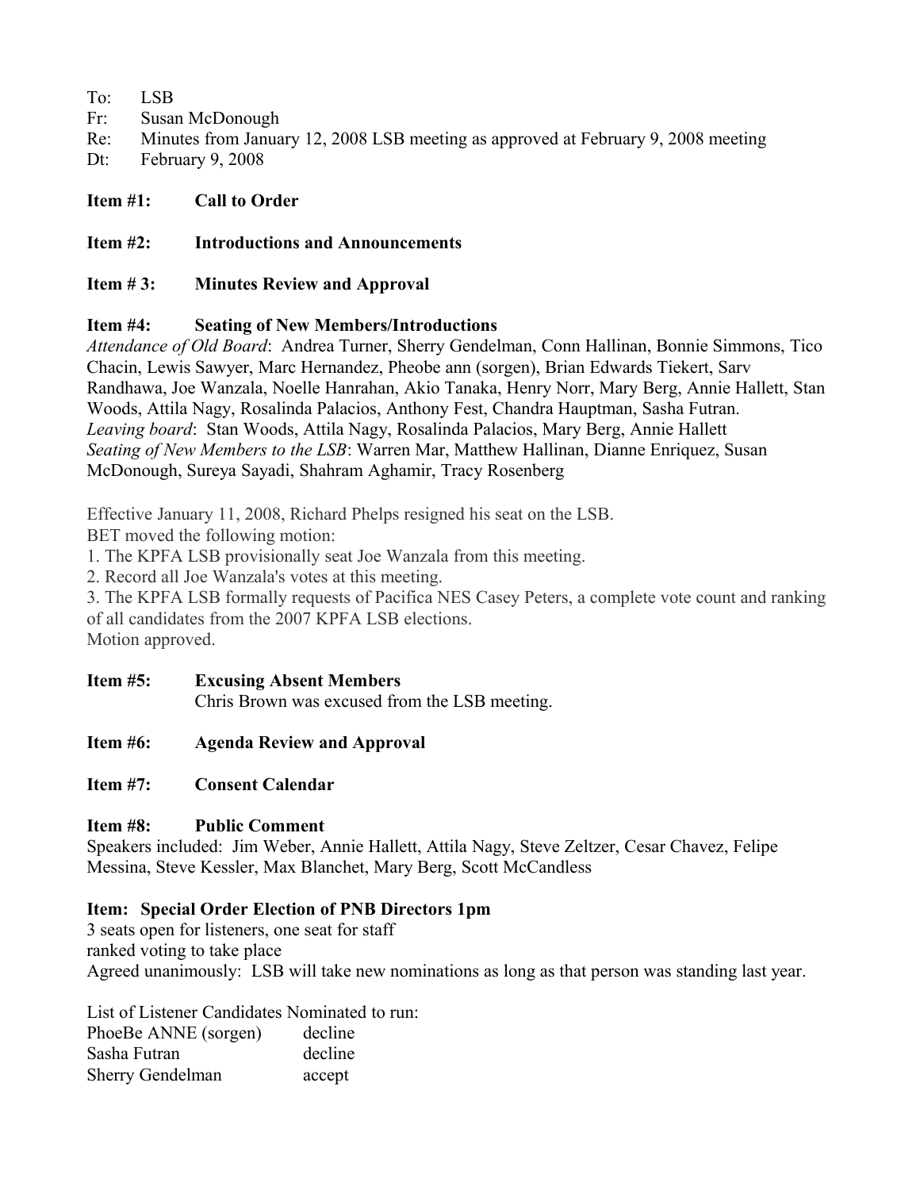To: LSB
Fr: Susan McDonough
Re: Minutes from January 12, 2008 LSB meeting as approved at February 9, 2008 meeting
Dt: February 9, 2008

**Item #1: Call to Order**

**Item #2: Introductions and Announcements**

**Item # 3: Minutes Review and Approval**

**Item #4: Seating of New Members/Introductions**

*Attendance of Old Board*: Andrea Turner, Sherry Gendelman, Conn Hallinan, Bonnie Simmons, Tico Chacin, Lewis Sawyer, Marc Hernandez, Pheobe ann (sorgen), Brian Edwards Tiekert, Sarv Randhawa, Joe Wanzala, Noelle Hanrahan, Akio Tanaka, Henry Norr, Mary Berg, Annie Hallett, Stan Woods, Attila Nagy, Rosalinda Palacios, Anthony Fest, Chandra Hauptman, Sasha Futran.

*Leaving board*: Stan Woods, Attila Nagy, Rosalinda Palacios, Mary Berg, Annie Hallett

*Seating of New Members to the LSB*: Warren Mar, Matthew Hallinan, Dianne Enriquez, Susan McDonough, Sureya Sayadi, Shahram Aghamir, Tracy Rosenberg

Effective January 11, 2008, Richard Phelps resigned his seat on the LSB.
BET moved the following motion:
1. The KPFA LSB provisionally seat Joe Wanzala from this meeting.
2. Record all Joe Wanzala's votes at this meeting.
3. The KPFA LSB formally requests of Pacifica NES Casey Peters, a complete vote count and ranking of all candidates from the 2007 KPFA LSB elections.
Motion approved.

**Item #5: Excusing Absent Members**

Chris Brown was excused from the LSB meeting.

**Item #6: Agenda Review and Approval**

**Item #7: Consent Calendar**

**Item #8: Public Comment**

Speakers included: Jim Weber, Annie Hallett, Attila Nagy, Steve Zeltzer, Cesar Chavez, Felipe Messina, Steve Kessler, Max Blanchet, Mary Berg, Scott McCandless

**Item: Special Order Election of PNB Directors 1pm**

3 seats open for listeners, one seat for staff
ranked voting to take place
Agreed unanimously: LSB will take new nominations as long as that person was standing last year.

List of Listener Candidates Nominated to run:

| | |
|---|---|
| PhoeBe ANNE (sorgen) | decline |
| Sasha Futran | decline |
| Sherry Gendelman | accept |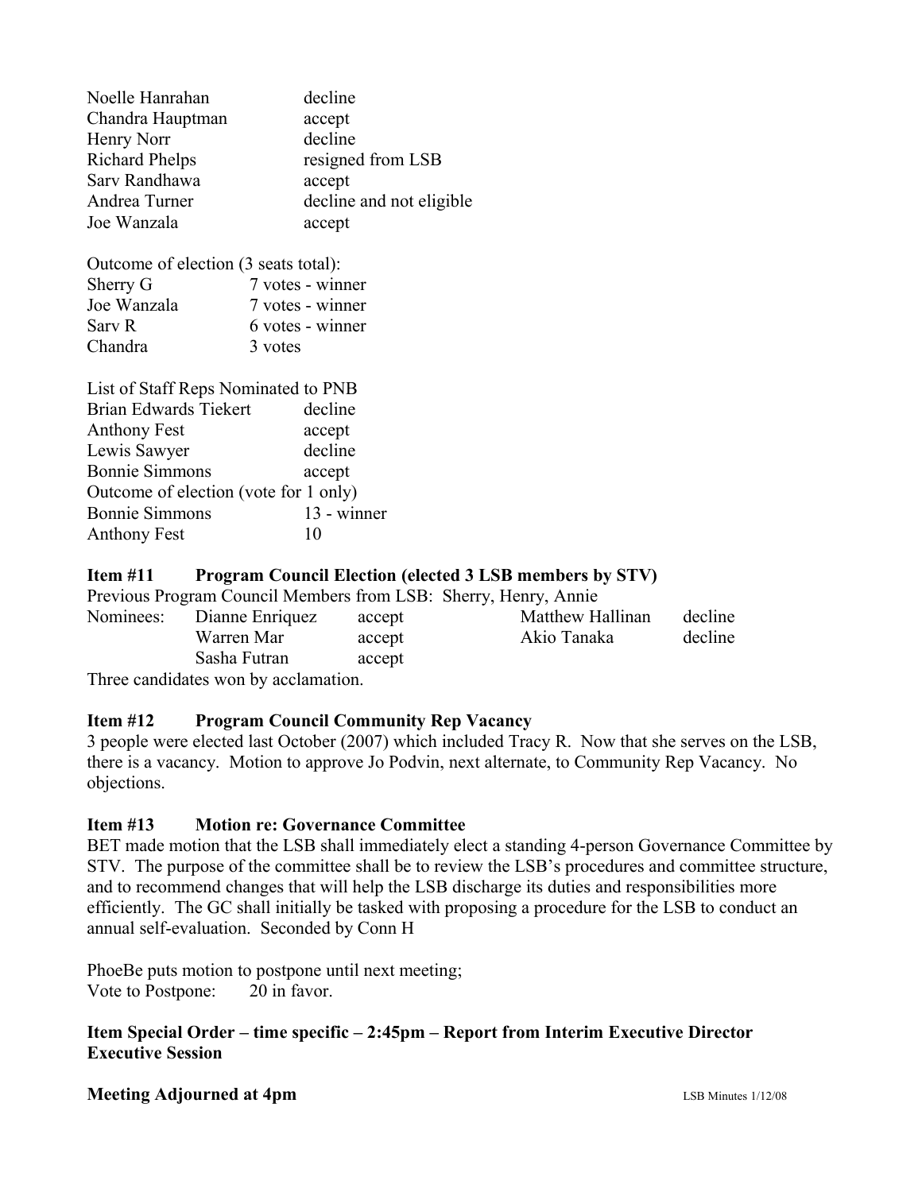| | |
|---|---|
| Noelle Hanrahan | decline |
| Chandra Hauptman | accept |
| Henry Norr | decline |
| Richard Phelps | resigned from LSB |
| Sarv Randhawa | accept |
| Andrea Turner | decline and not eligible |
| Joe Wanzala | accept |

Outcome of election (3 seats total):

| | |
|---|---|
| Sherry G | 7 votes - winner |
| Joe Wanzala | 7 votes - winner |
| Sarv R | 6 votes - winner |
| Chandra | 3 votes |

List of Staff Reps Nominated to PNB

| | |
|---|---|
| Brian Edwards Tiekert | decline |
| Anthony Fest | accept |
| Lewis Sawyer | decline |
| Bonnie Simmons | accept |

Outcome of election (vote for 1 only)

| | |
|---|---|
| Bonnie Simmons | 13 - winner |
| Anthony Fest | 10 |

**Item #11 Program Council Election (elected 3 LSB members by STV)**

Previous Program Council Members from LSB: Sherry, Henry, Annie

| | | | | |
|---|---|---|---|---|
| Nominees: | Dianne Enriquez | accept | Matthew Hallinan | decline |
| | Warren Mar | accept | Akio Tanaka | decline |
| | Sasha Futran | accept | | |

Three candidates won by acclamation.

**Item #12 Program Council Community Rep Vacancy**

3 people were elected last October (2007) which included Tracy R. Now that she serves on the LSB, there is a vacancy. Motion to approve Jo Podvin, next alternate, to Community Rep Vacancy. No objections.

**Item #13 Motion re: Governance Committee**

BET made motion that the LSB shall immediately elect a standing 4-person Governance Committee by STV. The purpose of the committee shall be to review the LSB's procedures and committee structure, and to recommend changes that will help the LSB discharge its duties and responsibilities more efficiently. The GC shall initially be tasked with proposing a procedure for the LSB to conduct an annual self-evaluation. Seconded by Conn H

PhoeBe puts motion to postpone until next meeting;
Vote to Postpone: 20 in favor.

**Item Special Order – time specific – 2:45pm – Report from Interim Executive Director Executive Session**

**Meeting Adjourned at 4pm**